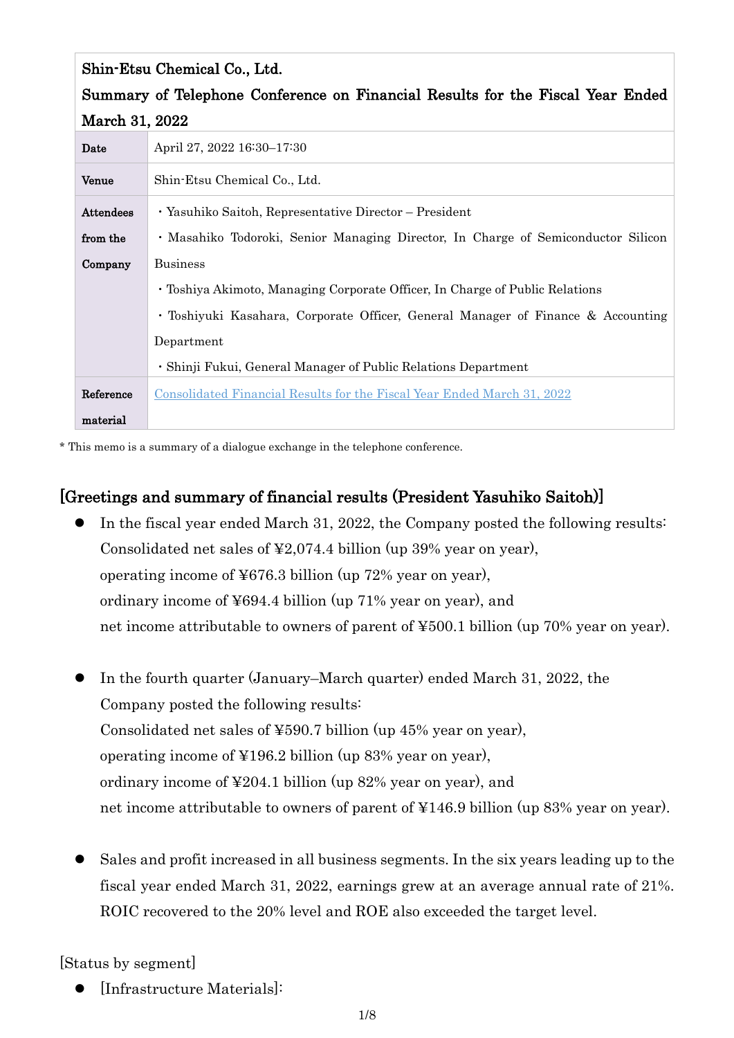| Shin-Etsu Chemical Co., Ltd.<br>Summary of Telephone Conference on Financial Results for the Fiscal Year Ended March 31, 2022 | |
|---|---|
| **Date** | April 27, 2022 16:30–17:30 |
| **Venue** | Shin-Etsu Chemical Co., Ltd. |
| **Attendees from the Company** | ・Yasuhiko Saitoh, Representative Director – President<br>・Masahiko Todoroki, Senior Managing Director, In Charge of Semiconductor Silicon Business<br>・Toshiya Akimoto, Managing Corporate Officer, In Charge of Public Relations<br>・Toshiyuki Kasahara, Corporate Officer, General Manager of Finance & Accounting Department<br>・Shinji Fukui, General Manager of Public Relations Department |
| **Reference material** | Consolidated Financial Results for the Fiscal Year Ended March 31, 2022 |

\* This memo is a summary of a dialogue exchange in the telephone conference.

## [Greetings and summary of financial results (President Yasuhiko Saitoh)]

- In the fiscal year ended March 31, 2022, the Company posted the following results:
  Consolidated net sales of ¥2,074.4 billion (up 39% year on year),
  operating income of ¥676.3 billion (up 72% year on year),
  ordinary income of ¥694.4 billion (up 71% year on year), and
  net income attributable to owners of parent of ¥500.1 billion (up 70% year on year).

- In the fourth quarter (January–March quarter) ended March 31, 2022, the Company posted the following results:
  Consolidated net sales of ¥590.7 billion (up 45% year on year),
  operating income of ¥196.2 billion (up 83% year on year),
  ordinary income of ¥204.1 billion (up 82% year on year), and
  net income attributable to owners of parent of ¥146.9 billion (up 83% year on year).

- Sales and profit increased in all business segments. In the six years leading up to the fiscal year ended March 31, 2022, earnings grew at an average annual rate of 21%. ROIC recovered to the 20% level and ROE also exceeded the target level.

[Status by segment]

- [Infrastructure Materials]: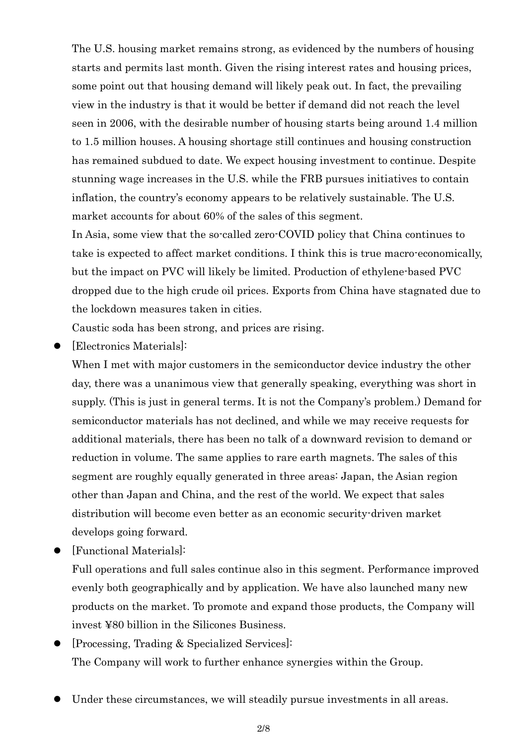The U.S. housing market remains strong, as evidenced by the numbers of housing starts and permits last month. Given the rising interest rates and housing prices, some point out that housing demand will likely peak out. In fact, the prevailing view in the industry is that it would be better if demand did not reach the level seen in 2006, with the desirable number of housing starts being around 1.4 million to 1.5 million houses. A housing shortage still continues and housing construction has remained subdued to date. We expect housing investment to continue. Despite stunning wage increases in the U.S. while the FRB pursues initiatives to contain inflation, the country's economy appears to be relatively sustainable. The U.S. market accounts for about 60% of the sales of this segment.

In Asia, some view that the so-called zero-COVID policy that China continues to take is expected to affect market conditions. I think this is true macro-economically, but the impact on PVC will likely be limited. Production of ethylene-based PVC dropped due to the high crude oil prices. Exports from China have stagnated due to the lockdown measures taken in cities.

Caustic soda has been strong, and prices are rising.

- [Electronics Materials]:

  When I met with major customers in the semiconductor device industry the other day, there was a unanimous view that generally speaking, everything was short in supply. (This is just in general terms. It is not the Company's problem.) Demand for semiconductor materials has not declined, and while we may receive requests for additional materials, there has been no talk of a downward revision to demand or reduction in volume. The same applies to rare earth magnets. The sales of this segment are roughly equally generated in three areas: Japan, the Asian region other than Japan and China, and the rest of the world. We expect that sales distribution will become even better as an economic security-driven market develops going forward.

- [Functional Materials]:

  Full operations and full sales continue also in this segment. Performance improved evenly both geographically and by application. We have also launched many new products on the market. To promote and expand those products, the Company will invest ¥80 billion in the Silicones Business.

- [Processing, Trading & Specialized Services]:

  The Company will work to further enhance synergies within the Group.

- Under these circumstances, we will steadily pursue investments in all areas.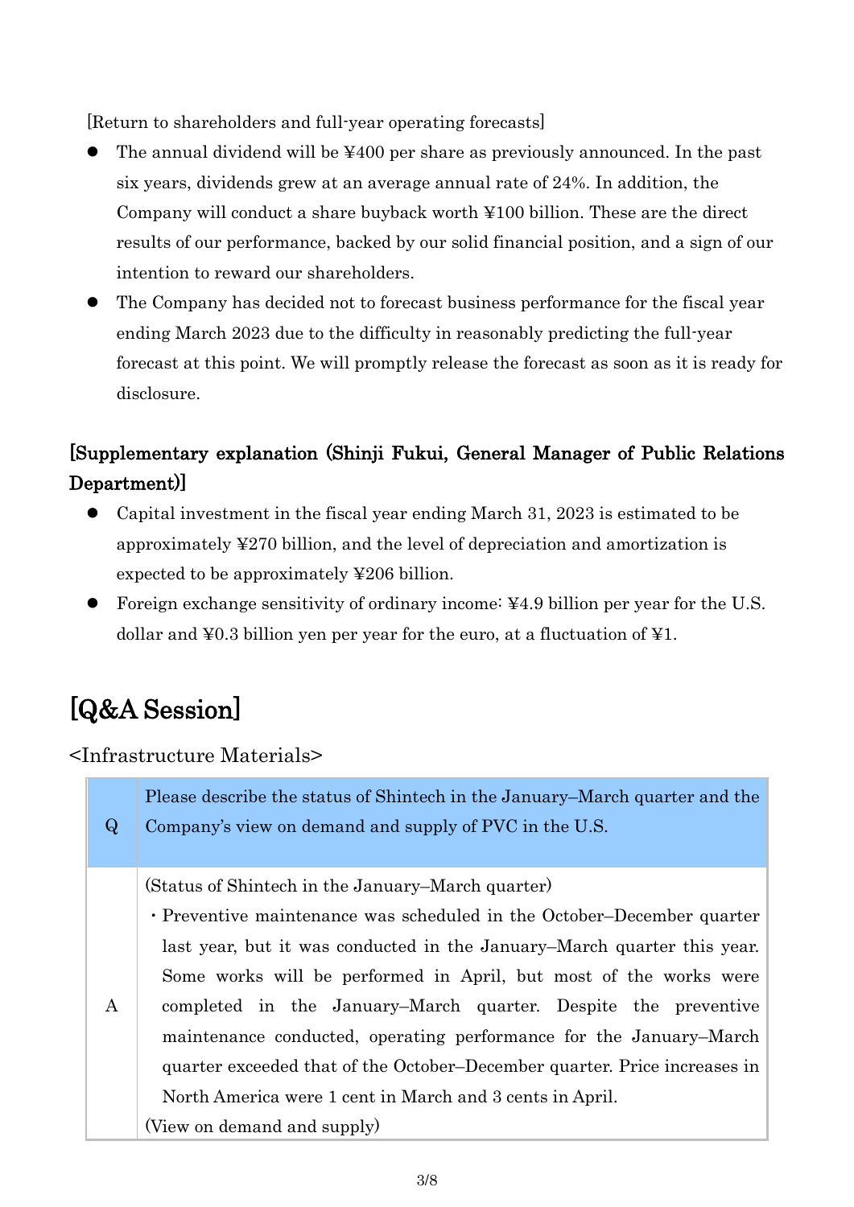[Return to shareholders and full-year operating forecasts]

- The annual dividend will be ¥400 per share as previously announced. In the past six years, dividends grew at an average annual rate of 24%. In addition, the Company will conduct a share buyback worth ¥100 billion. These are the direct results of our performance, backed by our solid financial position, and a sign of our intention to reward our shareholders.
- The Company has decided not to forecast business performance for the fiscal year ending March 2023 due to the difficulty in reasonably predicting the full-year forecast at this point. We will promptly release the forecast as soon as it is ready for disclosure.

### [Supplementary explanation (Shinji Fukui, General Manager of Public Relations Department)]

- Capital investment in the fiscal year ending March 31, 2023 is estimated to be approximately ¥270 billion, and the level of depreciation and amortization is expected to be approximately ¥206 billion.
- Foreign exchange sensitivity of ordinary income: ¥4.9 billion per year for the U.S. dollar and ¥0.3 billion yen per year for the euro, at a fluctuation of ¥1.

## [Q&A Session]

<Infrastructure Materials>

| | |
|---|---|
| Q | Please describe the status of Shintech in the January–March quarter and the Company's view on demand and supply of PVC in the U.S. |
| A | (Status of Shintech in the January–March quarter)<br>・Preventive maintenance was scheduled in the October–December quarter last year, but it was conducted in the January–March quarter this year. Some works will be performed in April, but most of the works were completed in the January–March quarter. Despite the preventive maintenance conducted, operating performance for the January–March quarter exceeded that of the October–December quarter. Price increases in North America were 1 cent in March and 3 cents in April.<br>(View on demand and supply) |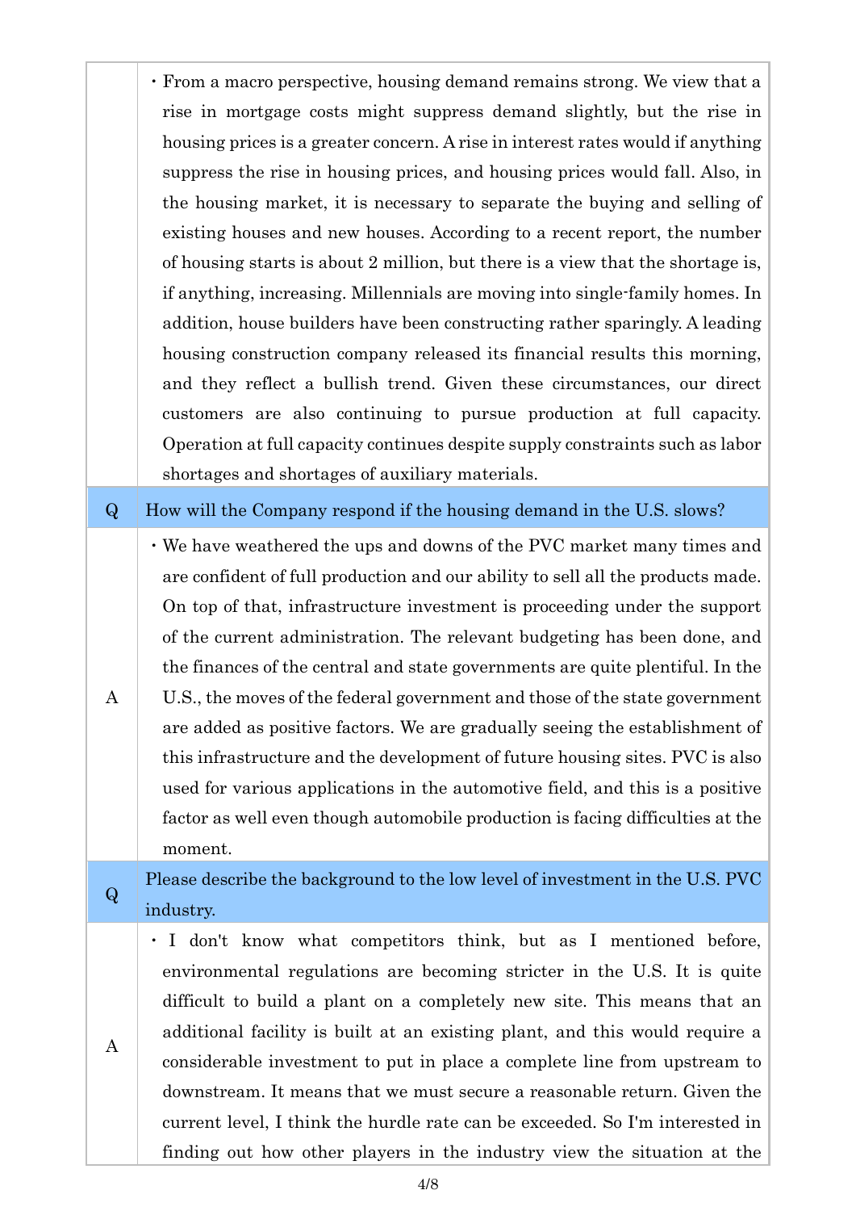| | |
|---|---|
| | ・From a macro perspective, housing demand remains strong. We view that a rise in mortgage costs might suppress demand slightly, but the rise in housing prices is a greater concern. A rise in interest rates would if anything suppress the rise in housing prices, and housing prices would fall. Also, in the housing market, it is necessary to separate the buying and selling of existing houses and new houses. According to a recent report, the number of housing starts is about 2 million, but there is a view that the shortage is, if anything, increasing. Millennials are moving into single-family homes. In addition, house builders have been constructing rather sparingly. A leading housing construction company released its financial results this morning, and they reflect a bullish trend. Given these circumstances, our direct customers are also continuing to pursue production at full capacity. Operation at full capacity continues despite supply constraints such as labor shortages and shortages of auxiliary materials. |
| Q | How will the Company respond if the housing demand in the U.S. slows? |
| A | ・We have weathered the ups and downs of the PVC market many times and are confident of full production and our ability to sell all the products made. On top of that, infrastructure investment is proceeding under the support of the current administration. The relevant budgeting has been done, and the finances of the central and state governments are quite plentiful. In the U.S., the moves of the federal government and those of the state government are added as positive factors. We are gradually seeing the establishment of this infrastructure and the development of future housing sites. PVC is also used for various applications in the automotive field, and this is a positive factor as well even though automobile production is facing difficulties at the moment. |
| Q | Please describe the background to the low level of investment in the U.S. PVC industry. |
| A | ・I don't know what competitors think, but as I mentioned before, environmental regulations are becoming stricter in the U.S. It is quite difficult to build a plant on a completely new site. This means that an additional facility is built at an existing plant, and this would require a considerable investment to put in place a complete line from upstream to downstream. It means that we must secure a reasonable return. Given the current level, I think the hurdle rate can be exceeded. So I'm interested in finding out how other players in the industry view the situation at the |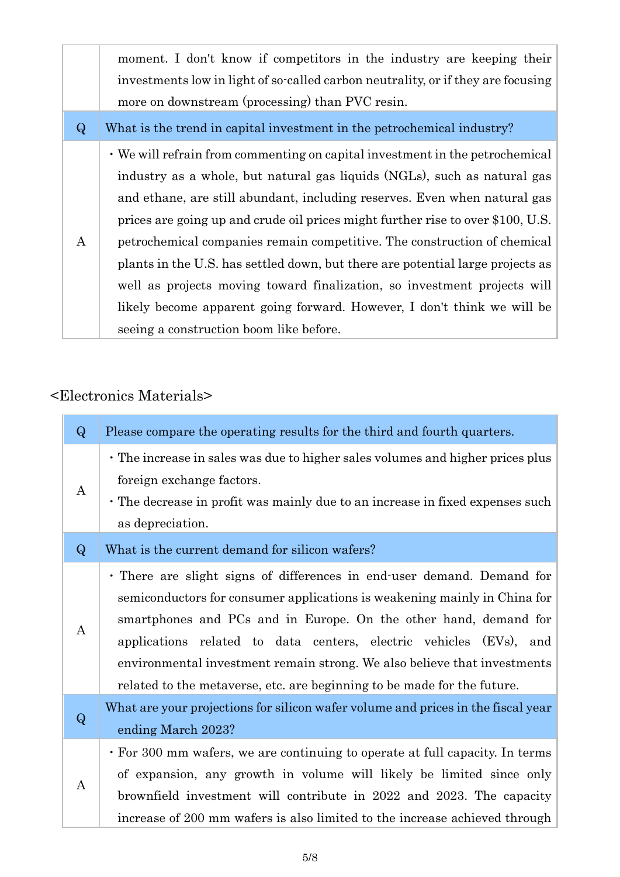| | |
|---|---|
| | moment. I don't know if competitors in the industry are keeping their investments low in light of so-called carbon neutrality, or if they are focusing more on downstream (processing) than PVC resin. |
| Q | What is the trend in capital investment in the petrochemical industry? |
| A | ・We will refrain from commenting on capital investment in the petrochemical industry as a whole, but natural gas liquids (NGLs), such as natural gas and ethane, are still abundant, including reserves. Even when natural gas prices are going up and crude oil prices might further rise to over $100, U.S. petrochemical companies remain competitive. The construction of chemical plants in the U.S. has settled down, but there are potential large projects as well as projects moving toward finalization, so investment projects will likely become apparent going forward. However, I don't think we will be seeing a construction boom like before. |

<Electronics Materials>

| | |
|---|---|
| Q | Please compare the operating results for the third and fourth quarters. |
| A | ・The increase in sales was due to higher sales volumes and higher prices plus foreign exchange factors.<br>・The decrease in profit was mainly due to an increase in fixed expenses such as depreciation. |
| Q | What is the current demand for silicon wafers? |
| A | ・There are slight signs of differences in end-user demand. Demand for semiconductors for consumer applications is weakening mainly in China for smartphones and PCs and in Europe. On the other hand, demand for applications related to data centers, electric vehicles (EVs), and environmental investment remain strong. We also believe that investments related to the metaverse, etc. are beginning to be made for the future. |
| Q | What are your projections for silicon wafer volume and prices in the fiscal year ending March 2023? |
| A | ・For 300 mm wafers, we are continuing to operate at full capacity. In terms of expansion, any growth in volume will likely be limited since only brownfield investment will contribute in 2022 and 2023. The capacity increase of 200 mm wafers is also limited to the increase achieved through |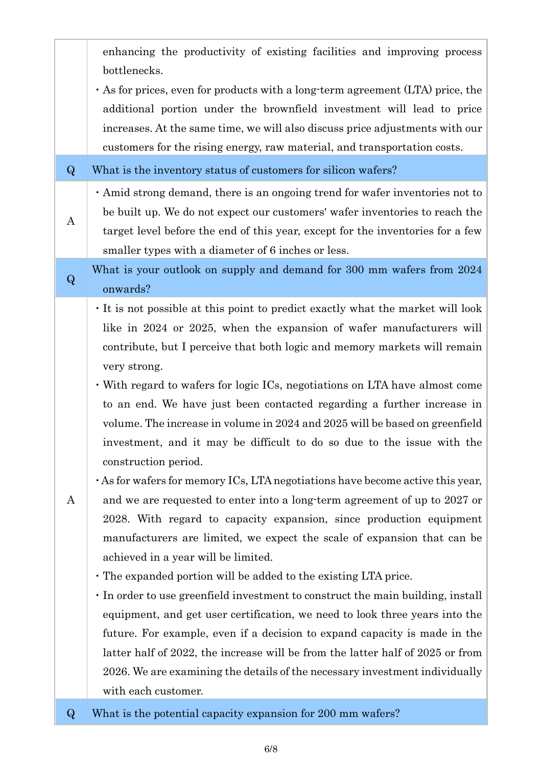| | |
|---|---|
| | enhancing the productivity of existing facilities and improving process bottlenecks.<br>・As for prices, even for products with a long-term agreement (LTA) price, the additional portion under the brownfield investment will lead to price increases. At the same time, we will also discuss price adjustments with our customers for the rising energy, raw material, and transportation costs. |
| Q | What is the inventory status of customers for silicon wafers? |
| A | ・Amid strong demand, there is an ongoing trend for wafer inventories not to be built up. We do not expect our customers' wafer inventories to reach the target level before the end of this year, except for the inventories for a few smaller types with a diameter of 6 inches or less. |
| Q | What is your outlook on supply and demand for 300 mm wafers from 2024 onwards? |
| A | ・It is not possible at this point to predict exactly what the market will look like in 2024 or 2025, when the expansion of wafer manufacturers will contribute, but I perceive that both logic and memory markets will remain very strong.<br>・With regard to wafers for logic ICs, negotiations on LTA have almost come to an end. We have just been contacted regarding a further increase in volume. The increase in volume in 2024 and 2025 will be based on greenfield investment, and it may be difficult to do so due to the issue with the construction period.<br>・As for wafers for memory ICs, LTA negotiations have become active this year, and we are requested to enter into a long-term agreement of up to 2027 or 2028. With regard to capacity expansion, since production equipment manufacturers are limited, we expect the scale of expansion that can be achieved in a year will be limited.<br>・The expanded portion will be added to the existing LTA price.<br>・In order to use greenfield investment to construct the main building, install equipment, and get user certification, we need to look three years into the future. For example, even if a decision to expand capacity is made in the latter half of 2022, the increase will be from the latter half of 2025 or from 2026. We are examining the details of the necessary investment individually with each customer. |
| Q | What is the potential capacity expansion for 200 mm wafers? |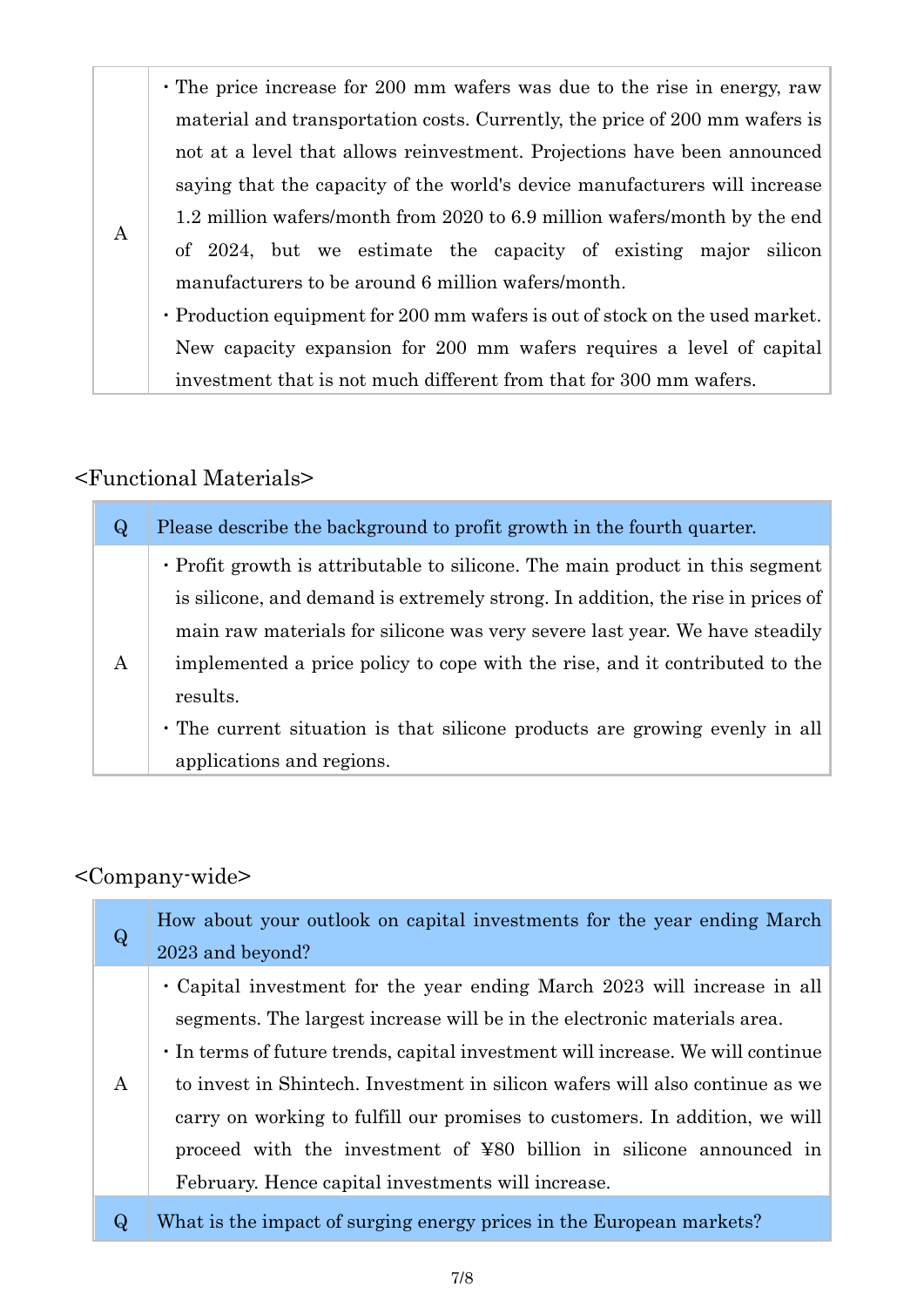| | |
|---|---|
| A | ・The price increase for 200 mm wafers was due to the rise in energy, raw material and transportation costs. Currently, the price of 200 mm wafers is not at a level that allows reinvestment. Projections have been announced saying that the capacity of the world's device manufacturers will increase 1.2 million wafers/month from 2020 to 6.9 million wafers/month by the end of 2024, but we estimate the capacity of existing major silicon manufacturers to be around 6 million wafers/month.<br>・Production equipment for 200 mm wafers is out of stock on the used market. New capacity expansion for 200 mm wafers requires a level of capital investment that is not much different from that for 300 mm wafers. |

<Functional Materials>

| Q | Please describe the background to profit growth in the fourth quarter. |
|---|---|
| A | ・Profit growth is attributable to silicone. The main product in this segment is silicone, and demand is extremely strong. In addition, the rise in prices of main raw materials for silicone was very severe last year. We have steadily implemented a price policy to cope with the rise, and it contributed to the results.<br>・The current situation is that silicone products are growing evenly in all applications and regions. |

<Company-wide>

| Q | How about your outlook on capital investments for the year ending March 2023 and beyond? |
|---|---|
| A | ・Capital investment for the year ending March 2023 will increase in all segments. The largest increase will be in the electronic materials area.<br>・In terms of future trends, capital investment will increase. We will continue to invest in Shintech. Investment in silicon wafers will also continue as we carry on working to fulfill our promises to customers. In addition, we will proceed with the investment of ¥80 billion in silicone announced in February. Hence capital investments will increase. |
| Q | What is the impact of surging energy prices in the European markets? |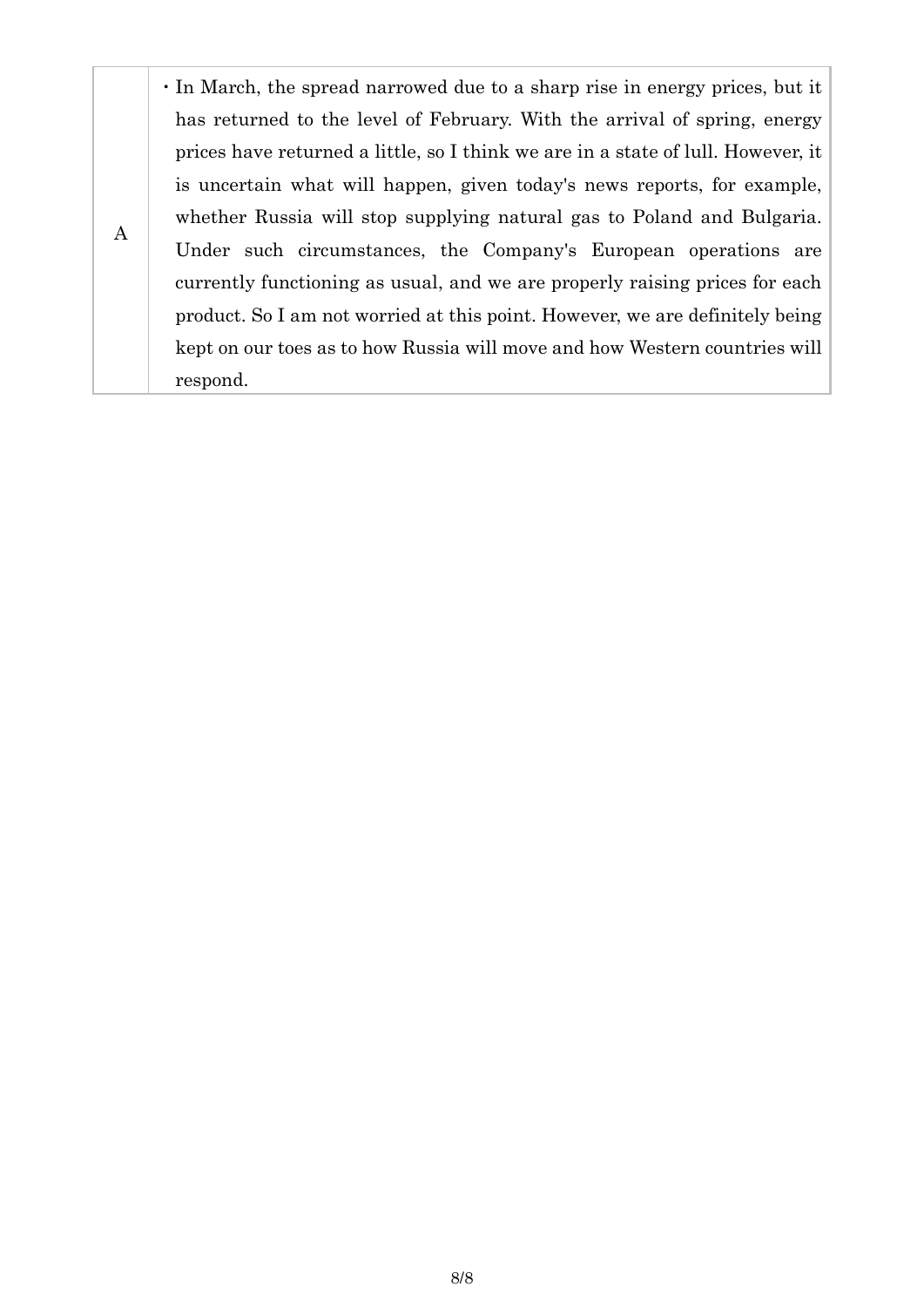| | |
|---|---|
| A | ・In March, the spread narrowed due to a sharp rise in energy prices, but it has returned to the level of February. With the arrival of spring, energy prices have returned a little, so I think we are in a state of lull. However, it is uncertain what will happen, given today's news reports, for example, whether Russia will stop supplying natural gas to Poland and Bulgaria. Under such circumstances, the Company's European operations are currently functioning as usual, and we are properly raising prices for each product. So I am not worried at this point. However, we are definitely being kept on our toes as to how Russia will move and how Western countries will respond. |